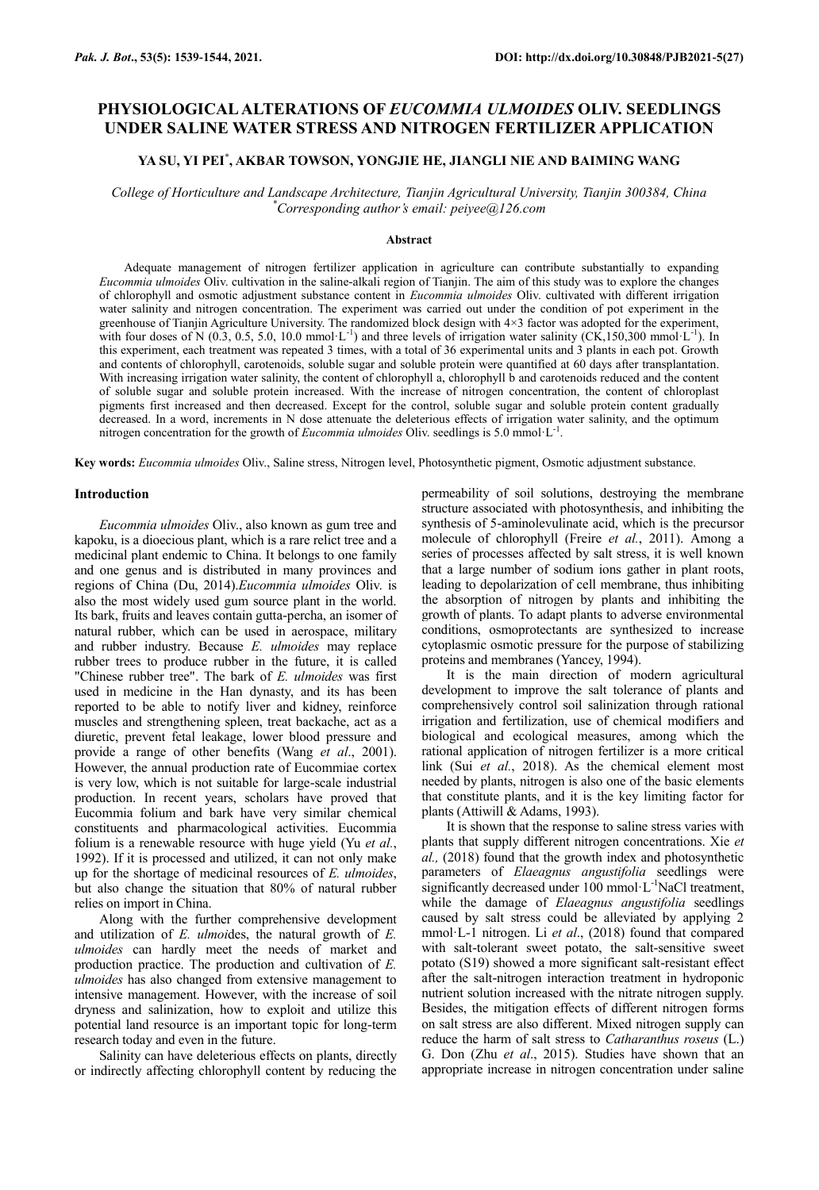# PHYSIOLOGICAL ALTERATIONS OF *EUCOMMIA ULMOIDES* OLIV. SEEDLINGS UNDER SALINE WATER STRESS AND NITROGEN FERTILIZER APPLICATION

**YA SU, YI PEI[*], AKBAR TOWSON, YONGJIE HE, JIANGLI NIE AND BAIMING WANG**

*College of Horticulture and Landscape Architecture, Tianjin Agricultural University, Tianjin 300384, China*
*[*]Corresponding author's email: peiyee@126.com*

## Abstract

Adequate management of nitrogen fertilizer application in agriculture can contribute substantially to expanding *Eucommia ulmoides* Oliv. cultivation in the saline-alkali region of Tianjin. The aim of this study was to explore the changes of chlorophyll and osmotic adjustment substance content in *Eucommia ulmoides* Oliv. cultivated with different irrigation water salinity and nitrogen concentration. The experiment was carried out under the condition of pot experiment in the greenhouse of Tianjin Agriculture University. The randomized block design with 4×3 factor was adopted for the experiment, with four doses of N (0.3, 0.5, 5.0, 10.0 $mmol \cdot L^{-1}$) and three levels of irrigation water salinity (CK,150,300 $mmol \cdot L^{-1}$). In this experiment, each treatment was repeated 3 times, with a total of 36 experimental units and 3 plants in each pot. Growth and contents of chlorophyll, carotenoids, soluble sugar and soluble protein were quantified at 60 days after transplantation. With increasing irrigation water salinity, the content of chlorophyll a, chlorophyll b and carotenoids reduced and the content of soluble sugar and soluble protein increased. With the increase of nitrogen concentration, the content of chloroplast pigments first increased and then decreased. Except for the control, soluble sugar and soluble protein content gradually decreased. In a word, increments in N dose attenuate the deleterious effects of irrigation water salinity, and the optimum nitrogen concentration for the growth of *Eucommia ulmoides* Oliv. seedlings is 5.0 $mmol \cdot L^{-1}$.

**Key words:** *Eucommia ulmoides* Oliv., Saline stress, Nitrogen level, Photosynthetic pigment, Osmotic adjustment substance.

## Introduction

*Eucommia ulmoides* Oliv., also known as gum tree and kapoku, is a dioecious plant, which is a rare relict tree and a medicinal plant endemic to China. It belongs to one family and one genus and is distributed in many provinces and regions of China (Du, 2014).*Eucommia ulmoides* Oliv. is also the most widely used gum source plant in the world. Its bark, fruits and leaves contain gutta-percha, an isomer of natural rubber, which can be used in aerospace, military and rubber industry. Because *E. ulmoides* may replace rubber trees to produce rubber in the future, it is called "Chinese rubber tree". The bark of *E. ulmoides* was first used in medicine in the Han dynasty, and its has been reported to be able to notify liver and kidney, reinforce muscles and strengthening spleen, treat backache, act as a diuretic, prevent fetal leakage, lower blood pressure and provide a range of other benefits (Wang *et al*., 2001). However, the annual production rate of Eucommiae cortex is very low, which is not suitable for large-scale industrial production. In recent years, scholars have proved that Eucommia folium and bark have very similar chemical constituents and pharmacological activities. Eucommia folium is a renewable resource with huge yield (Yu *et al*., 1992). If it is processed and utilized, it can not only make up for the shortage of medicinal resources of *E. ulmoides*, but also change the situation that 80% of natural rubber relies on import in China.

Along with the further comprehensive development and utilization of *E. ulmoi*des, the natural growth of *E. ulmoides* can hardly meet the needs of market and production practice. The production and cultivation of *E. ulmoides* has also changed from extensive management to intensive management. However, with the increase of soil dryness and salinization, how to exploit and utilize this potential land resource is an important topic for long-term research today and even in the future.

Salinity can have deleterious effects on plants, directly or indirectly affecting chlorophyll content by reducing the permeability of soil solutions, destroying the membrane structure associated with photosynthesis, and inhibiting the synthesis of 5-aminolevulinate acid, which is the precursor molecule of chlorophyll (Freire *et al.*, 2011). Among a series of processes affected by salt stress, it is well known that a large number of sodium ions gather in plant roots, leading to depolarization of cell membrane, thus inhibiting the absorption of nitrogen by plants and inhibiting the growth of plants. To adapt plants to adverse environmental conditions, osmoprotectants are synthesized to increase cytoplasmic osmotic pressure for the purpose of stabilizing proteins and membranes (Yancey, 1994).

It is the main direction of modern agricultural development to improve the salt tolerance of plants and comprehensively control soil salinization through rational irrigation and fertilization, use of chemical modifiers and biological and ecological measures, among which the rational application of nitrogen fertilizer is a more critical link (Sui *et al.*, 2018). As the chemical element most needed by plants, nitrogen is also one of the basic elements that constitute plants, and it is the key limiting factor for plants (Attiwill & Adams, 1993).

It is shown that the response to saline stress varies with plants that supply different nitrogen concentrations. Xie *et al.,* (2018) found that the growth index and photosynthetic parameters of *Elaeagnus angustifolia* seedlings were significantly decreased under 100 $mmol \cdot L^{-1}$NaCl treatment, while the damage of *Elaeagnus angustifolia* seedlings caused by salt stress could be alleviated by applying 2 mmol·L-1 nitrogen. Li *et al*., (2018) found that compared with salt-tolerant sweet potato, the salt-sensitive sweet potato (S19) showed a more significant salt-resistant effect after the salt-nitrogen interaction treatment in hydroponic nutrient solution increased with the nitrate nitrogen supply. Besides, the mitigation effects of different nitrogen forms on salt stress are also different. Mixed nitrogen supply can reduce the harm of salt stress to *Catharanthus roseus* (L.) G. Don (Zhu *et al*., 2015). Studies have shown that an appropriate increase in nitrogen concentration under saline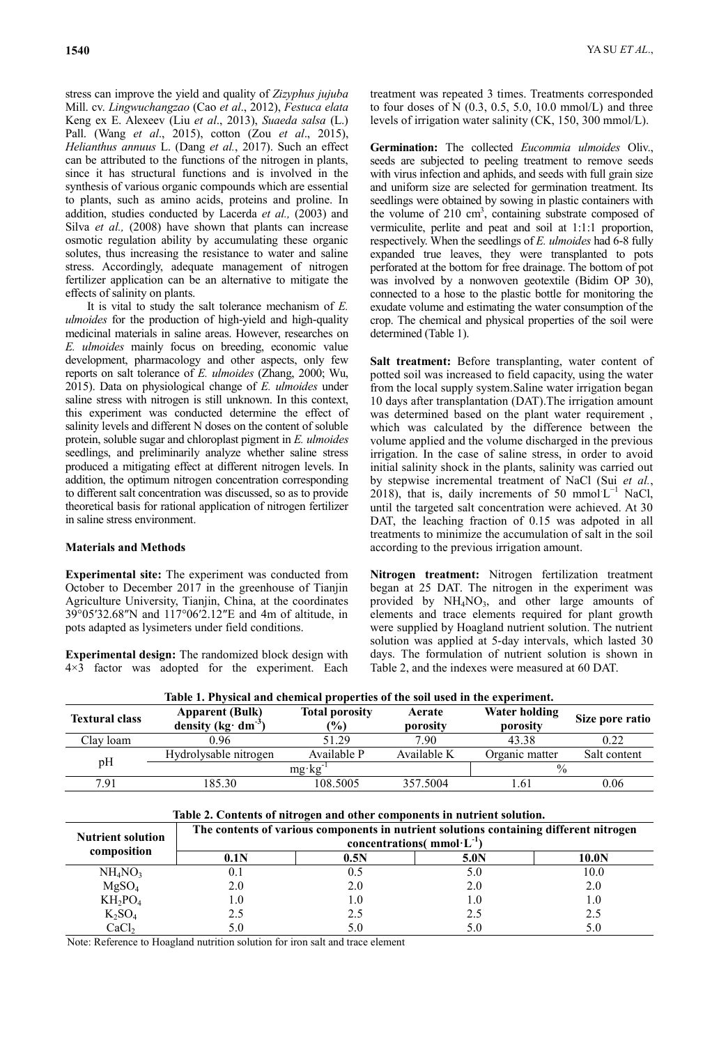stress can improve the yield and quality of *Zizyphus jujuba* Mill. cv. *Lingwuchangzao* (Cao *et al*., 2012), *Festuca elata* Keng ex E. Alexeev (Liu *et al*., 2013), *Suaeda salsa* (L.) Pall. (Wang *et al*., 2015), cotton (Zou *et al*., 2015), *Helianthus annuus* L. (Dang *et al.*, 2017). Such an effect can be attributed to the functions of the nitrogen in plants, since it has structural functions and is involved in the synthesis of various organic compounds which are essential to plants, such as amino acids, proteins and proline. In addition, studies conducted by Lacerda *et al.,* (2003) and Silva *et al.,* (2008) have shown that plants can increase osmotic regulation ability by accumulating these organic solutes, thus increasing the resistance to water and saline stress. Accordingly, adequate management of nitrogen fertilizer application can be an alternative to mitigate the effects of salinity on plants.

It is vital to study the salt tolerance mechanism of *E. ulmoides* for the production of high-yield and high-quality medicinal materials in saline areas. However, researches on *E. ulmoides* mainly focus on breeding, economic value development, pharmacology and other aspects, only few reports on salt tolerance of *E. ulmoides* (Zhang, 2000; Wu, 2015). Data on physiological change of *E. ulmoides* under saline stress with nitrogen is still unknown. In this context, this experiment was conducted determine the effect of salinity levels and different N doses on the content of soluble protein, soluble sugar and chloroplast pigment in *E. ulmoides* seedlings, and preliminarily analyze whether saline stress produced a mitigating effect at different nitrogen levels. In addition, the optimum nitrogen concentration corresponding to different salt concentration was discussed, so as to provide theoretical basis for rational application of nitrogen fertilizer in saline stress environment.

## Materials and Methods

**Experimental site:** The experiment was conducted from October to December 2017 in the greenhouse of Tianjin Agriculture University, Tianjin, China, at the coordinates 39°05′32.68″N and 117°06′2.12″E and 4m of altitude, in pots adapted as lysimeters under field conditions.

**Experimental design:** The randomized block design with 4×3 factor was adopted for the experiment. Each treatment was repeated 3 times. Treatments corresponded to four doses of N (0.3, 0.5, 5.0, 10.0 mmol/L) and three levels of irrigation water salinity (CK, 150, 300 mmol/L).

**Germination:** The collected *Eucommia ulmoides* Oliv., seeds are subjected to peeling treatment to remove seeds with virus infection and aphids, and seeds with full grain size and uniform size are selected for germination treatment. Its seedlings were obtained by sowing in plastic containers with the volume of 210 cm$^3$, containing substrate composed of vermiculite, perlite and peat and soil at 1:1:1 proportion, respectively. When the seedlings of *E. ulmoides* had 6-8 fully expanded true leaves, they were transplanted to pots perforated at the bottom for free drainage. The bottom of pot was involved by a nonwoven geotextile (Bidim OP 30), connected to a hose to the plastic bottle for monitoring the exudate volume and estimating the water consumption of the crop. The chemical and physical properties of the soil were determined (Table 1).

**Salt treatment:** Before transplanting, water content of potted soil was increased to field capacity, using the water from the local supply system.Saline water irrigation began 10 days after transplantation (DAT).The irrigation amount was determined based on the plant water requirement , which was calculated by the difference between the volume applied and the volume discharged in the previous irrigation. In the case of saline stress, in order to avoid initial salinity shock in the plants, salinity was carried out by stepwise incremental treatment of NaCl (Sui *et al.*, 2018), that is, daily increments of 50 mmol·L$^{-1}$ NaCl, until the targeted salt concentration were achieved. At 30 DAT, the leaching fraction of 0.15 was adpoted in all treatments to minimize the accumulation of salt in the soil according to the previous irrigation amount.

**Nitrogen treatment:** Nitrogen fertilization treatment began at 25 DAT. The nitrogen in the experiment was provided by $NH_4NO_3$, and other large amounts of elements and trace elements required for plant growth were supplied by Hoagland nutrient solution. The nutrient solution was applied at 5-day intervals, which lasted 30 days. The formulation of nutrient solution is shown in Table 2, and the indexes were measured at 60 DAT.

**Table 1. Physical and chemical properties of the soil used in the experiment.**

| Textural class | Apparent (Bulk) density (kg· dm$^{-3}$) | Total porosity (%) | Aerate porosity | Water holding porosity | Size pore ratio |
|---|---|---|---|---|---|
| Clay loam | 0.96 | 51.29 | 7.90 | 43.38 | 0.22 |
| pH | Hydrolysable nitrogen | Available P | Available K | Organic matter | Salt content |
| | mg·kg$^{-1}$ | | | % | |
| 7.91 | 185.30 | 108.5005 | 357.5004 | 1.61 | 0.06 |

**Table 2. Contents of nitrogen and other components in nutrient solution.**

| Nutrient solution composition | The contents of various components in nutrient solutions containing different nitrogen concentrations( mmol·L$^{-1}$) | | | |
|---|---|---|---|---|
| | 0.1N | 0.5N | 5.0N | 10.0N |
| $NH_4NO_3$ | 0.1 | 0.5 | 5.0 | 10.0 |
| $MgSO_4$ | 2.0 | 2.0 | 2.0 | 2.0 |
| $KH_2PO_4$ | 1.0 | 1.0 | 1.0 | 1.0 |
| $K_2SO_4$ | 2.5 | 2.5 | 2.5 | 2.5 |
| $CaCl_2$ | 5.0 | 5.0 | 5.0 | 5.0 |

Note: Reference to Hoagland nutrition solution for iron salt and trace element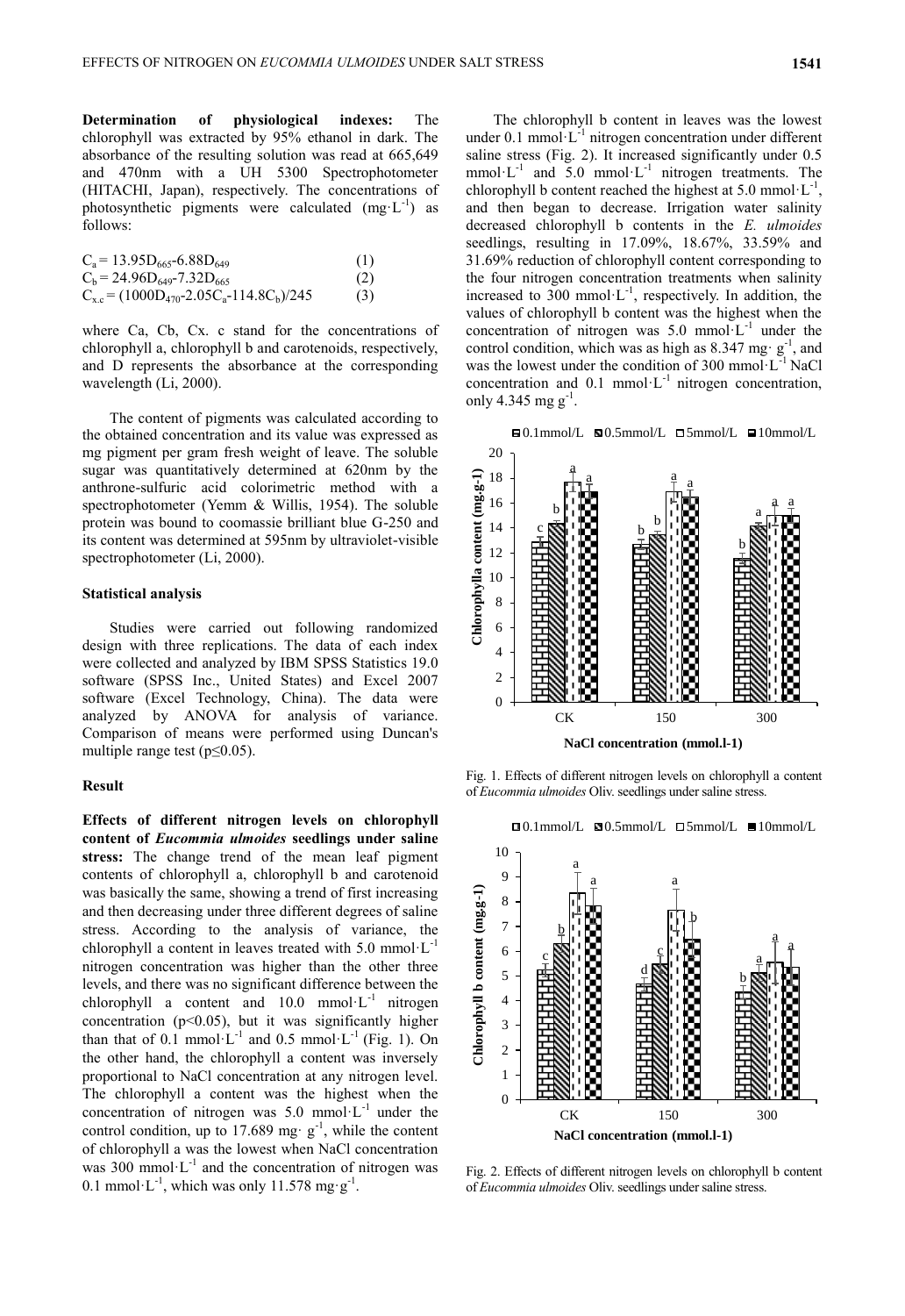**Determination of physiological indexes:** The chlorophyll was extracted by 95% ethanol in dark. The absorbance of the resulting solution was read at 665,649 and 470nm with a UH 5300 Spectrophotometer (HITACHI, Japan), respectively. The concentrations of photosynthetic pigments were calculated ($mg·L^{-1}$) as follows:

$$C_a = 13.95D_{665}-6.88D_{649} \quad (1)$$

$$C_b = 24.96D_{649}-7.32D_{665} \quad (2)$$

$$C_{x.c} = (1000D_{470}-2.05C_a-114.8C_b)/245 \quad (3)$$

where Ca, Cb, Cx. c stand for the concentrations of chlorophyll a, chlorophyll b and carotenoids, respectively, and D represents the absorbance at the corresponding wavelength (Li, 2000).

The content of pigments was calculated according to the obtained concentration and its value was expressed as mg pigment per gram fresh weight of leave. The soluble sugar was quantitatively determined at 620nm by the anthrone-sulfuric acid colorimetric method with a spectrophotometer (Yemm & Willis, 1954). The soluble protein was bound to coomassie brilliant blue G-250 and its content was determined at 595nm by ultraviolet-visible spectrophotometer (Li, 2000).

### Statistical analysis

Studies were carried out following randomized design with three replications. The data of each index were collected and analyzed by IBM SPSS Statistics 19.0 software (SPSS Inc., United States) and Excel 2007 software (Excel Technology, China). The data were analyzed by ANOVA for analysis of variance. Comparison of means were performed using Duncan's multiple range test ($p \leq 0.05$).

### Result

**Effects of different nitrogen levels on chlorophyll content of *Eucommia ulmoides* seedlings under saline stress:** The change trend of the mean leaf pigment contents of chlorophyll a, chlorophyll b and carotenoid was basically the same, showing a trend of first increasing and then decreasing under three different degrees of saline stress. According to the analysis of variance, the chlorophyll a content in leaves treated with 5.0 $mmol·L^{-1}$ nitrogen concentration was higher than the other three levels, and there was no significant difference between the chlorophyll a content and 10.0 $mmol·L^{-1}$ nitrogen concentration ($p<0.05$), but it was significantly higher than that of 0.1 $mmol·L^{-1}$ and 0.5 $mmol·L^{-1}$ (Fig. 1). On the other hand, the chlorophyll a content was inversely proportional to NaCl concentration at any nitrogen level. The chlorophyll a content was the highest when the concentration of nitrogen was 5.0 $mmol·L^{-1}$ under the control condition, up to 17.689 $mg·g^{-1}$, while the content of chlorophyll a was the lowest when NaCl concentration was 300 $mmol·L^{-1}$ and the concentration of nitrogen was 0.1 $mmol·L^{-1}$, which was only 11.578 $mg·g^{-1}$.

The chlorophyll b content in leaves was the lowest under 0.1 $mmol·L^{-1}$ nitrogen concentration under different saline stress (Fig. 2). It increased significantly under 0.5 $mmol·L^{-1}$ and 5.0 $mmol·L^{-1}$ nitrogen treatments. The chlorophyll b content reached the highest at 5.0 $mmol·L^{-1}$, and then began to decrease. Irrigation water salinity decreased chlorophyll b contents in the *E. ulmoides* seedlings, resulting in 17.09%, 18.67%, 33.59% and 31.69% reduction of chlorophyll content corresponding to the four nitrogen concentration treatments when salinity increased to 300 $mmol·L^{-1}$, respectively. In addition, the values of chlorophyll b content was the highest when the concentration of nitrogen was 5.0 $mmol·L^{-1}$ under the control condition, which was as high as 8.347 $mg·g^{-1}$, and was the lowest under the condition of 300 $mmol·L^{-1}$ NaCl concentration and 0.1 $mmol·L^{-1}$ nitrogen concentration, only 4.345 $mg\ g^{-1}$.

Fig. 1. Effects of different nitrogen levels on chlorophyll a content of *Eucommia ulmoides* Oliv. seedlings under saline stress.

Fig. 2. Effects of different nitrogen levels on chlorophyll b content of *Eucommia ulmoides* Oliv. seedlings under saline stress.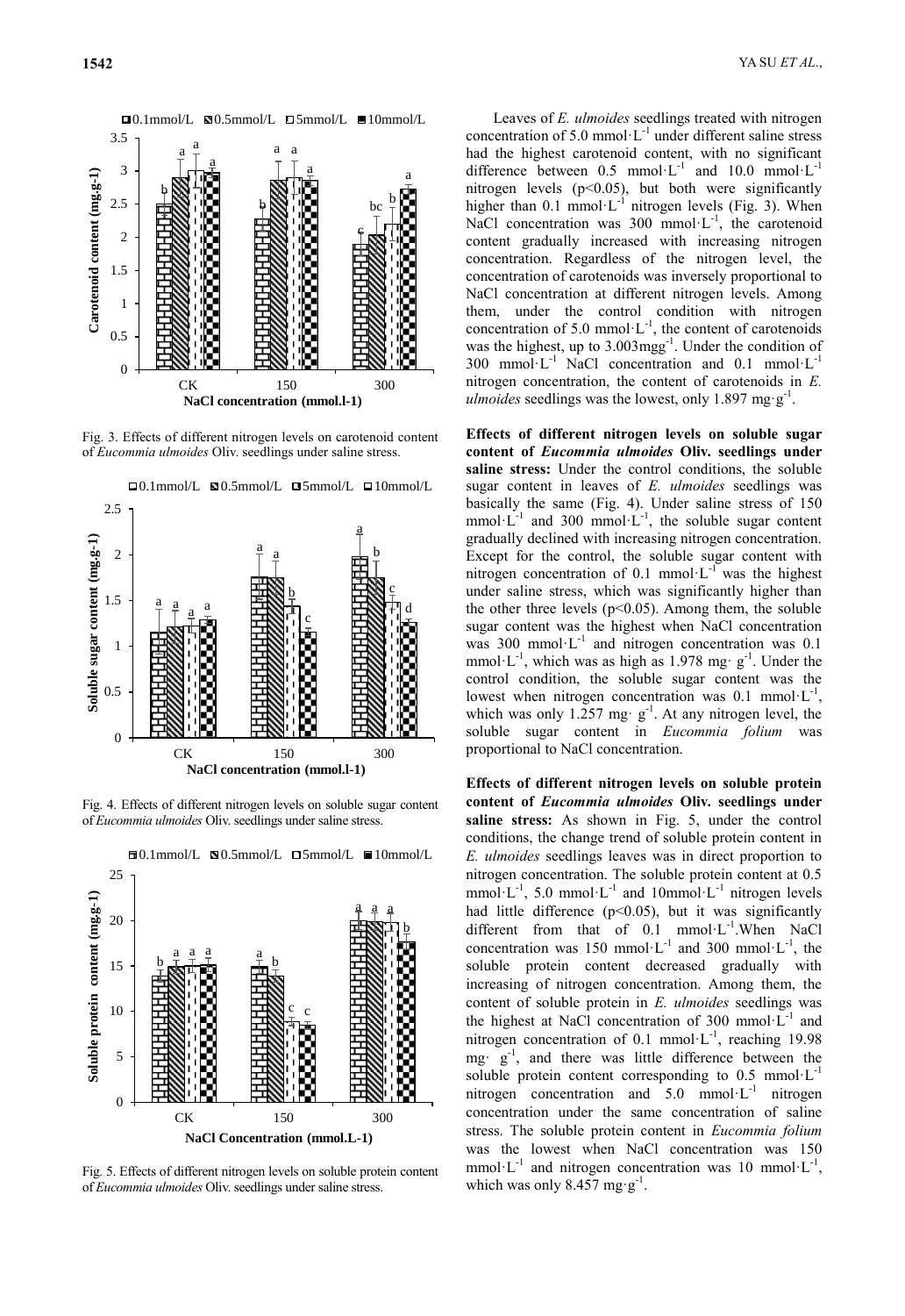Fig. 3. Effects of different nitrogen levels on carotenoid content of *Eucommia ulmoides* Oliv. seedlings under saline stress.

Fig. 4. Effects of different nitrogen levels on soluble sugar content of *Eucommia ulmoides* Oliv. seedlings under saline stress.

Fig. 5. Effects of different nitrogen levels on soluble protein content of *Eucommia ulmoides* Oliv. seedlings under saline stress.

Leaves of *E. ulmoides* seedlings treated with nitrogen concentration of 5.0 mmol·L$^{-1}$ under different saline stress had the highest carotenoid content, with no significant difference between 0.5 mmol·L$^{-1}$ and 10.0 mmol·L$^{-1}$ nitrogen levels ($p<0.05$), but both were significantly higher than 0.1 mmol·L$^{-1}$ nitrogen levels (Fig. 3). When NaCl concentration was 300 mmol·L$^{-1}$, the carotenoid content gradually increased with increasing nitrogen concentration. Regardless of the nitrogen level, the concentration of carotenoids was inversely proportional to NaCl concentration at different nitrogen levels. Among them, under the control condition with nitrogen concentration of 5.0 mmol·L$^{-1}$, the content of carotenoids was the highest, up to 3.003mgg$^{-1}$. Under the condition of 300 mmol·L$^{-1}$ NaCl concentration and 0.1 mmol·L$^{-1}$ nitrogen concentration, the content of carotenoids in *E. ulmoides* seedlings was the lowest, only 1.897 mg·g$^{-1}$.

**Effects of different nitrogen levels on soluble sugar content of *Eucommia ulmoides* Oliv. seedlings under saline stress:** Under the control conditions, the soluble sugar content in leaves of *E. ulmoides* seedlings was basically the same (Fig. 4). Under saline stress of 150 mmol·L$^{-1}$ and 300 mmol·L$^{-1}$, the soluble sugar content gradually declined with increasing nitrogen concentration. Except for the control, the soluble sugar content with nitrogen concentration of 0.1 mmol·L$^{-1}$ was the highest under saline stress, which was significantly higher than the other three levels ($p<0.05$). Among them, the soluble sugar content was the highest when NaCl concentration was 300 mmol·L$^{-1}$ and nitrogen concentration was 0.1 mmol·L$^{-1}$, which was as high as 1.978 mg· g$^{-1}$. Under the control condition, the soluble sugar content was the lowest when nitrogen concentration was 0.1 mmol·L$^{-1}$, which was only 1.257 mg· g$^{-1}$. At any nitrogen level, the soluble sugar content in *Eucommia folium* was proportional to NaCl concentration.

**Effects of different nitrogen levels on soluble protein content of *Eucommia ulmoides* Oliv. seedlings under saline stress:** As shown in Fig. 5, under the control conditions, the change trend of soluble protein content in *E. ulmoides* seedlings leaves was in direct proportion to nitrogen concentration. The soluble protein content at 0.5 mmol·L$^{-1}$, 5.0 mmol·L$^{-1}$ and 10mmol·L$^{-1}$ nitrogen levels had little difference ($p<0.05$), but it was significantly different from that of 0.1 mmol·L$^{-1}$.When NaCl concentration was 150 mmol·L$^{-1}$ and 300 mmol·L$^{-1}$, the soluble protein content decreased gradually with increasing of nitrogen concentration. Among them, the content of soluble protein in *E. ulmoides* seedlings was the highest at NaCl concentration of 300 mmol·L$^{-1}$ and nitrogen concentration of 0.1 mmol·L$^{-1}$, reaching 19.98 mg· g$^{-1}$, and there was little difference between the soluble protein content corresponding to 0.5 mmol·L$^{-1}$ nitrogen concentration and 5.0 mmol·L$^{-1}$ nitrogen concentration under the same concentration of saline stress. The soluble protein content in *Eucommia folium* was the lowest when NaCl concentration was 150 mmol·L$^{-1}$ and nitrogen concentration was 10 mmol·L$^{-1}$, which was only 8.457 mg·g$^{-1}$.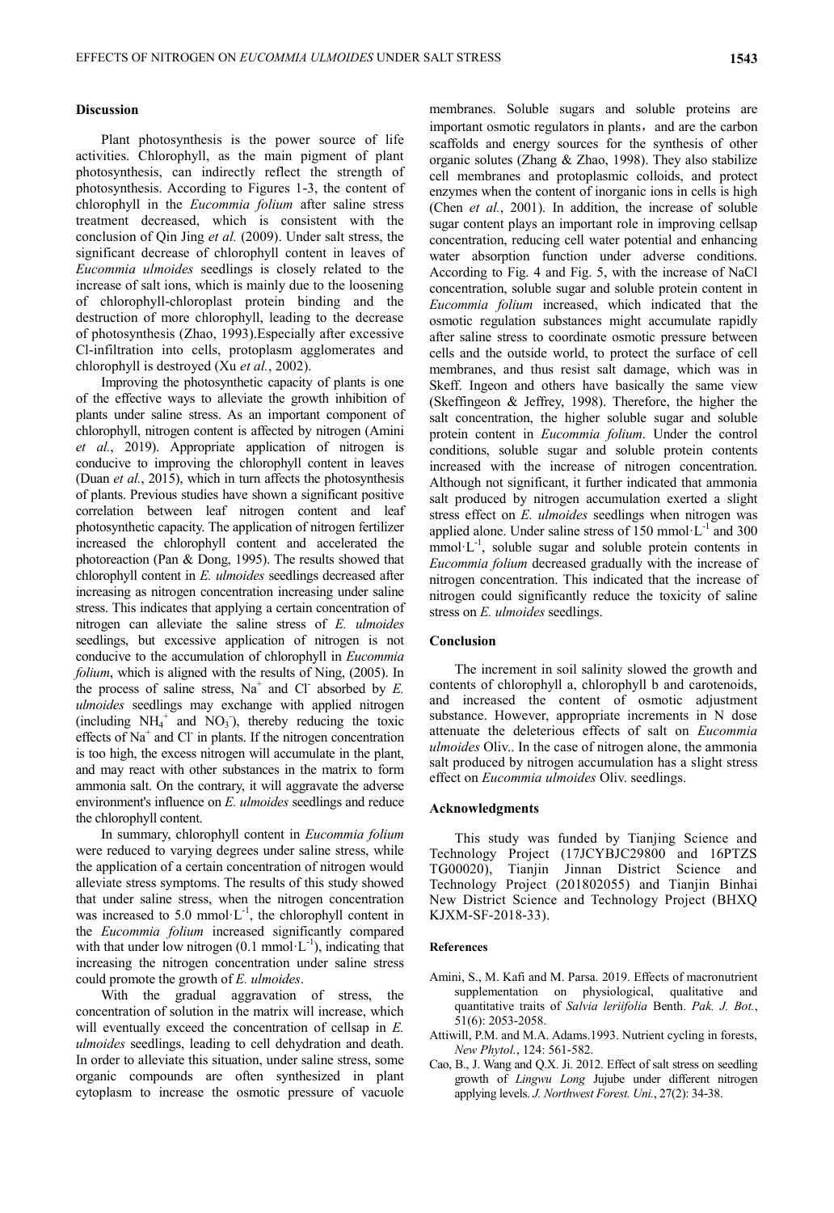## Discussion

Plant photosynthesis is the power source of life activities. Chlorophyll, as the main pigment of plant photosynthesis, can indirectly reflect the strength of photosynthesis. According to Figures 1-3, the content of chlorophyll in the *Eucommia folium* after saline stress treatment decreased, which is consistent with the conclusion of Qin Jing *et al.* (2009). Under salt stress, the significant decrease of chlorophyll content in leaves of *Eucommia ulmoides* seedlings is closely related to the increase of salt ions, which is mainly due to the loosening of chlorophyll-chloroplast protein binding and the destruction of more chlorophyll, leading to the decrease of photosynthesis (Zhao, 1993).Especially after excessive Cl-infiltration into cells, protoplasm agglomerates and chlorophyll is destroyed (Xu *et al.*, 2002).

Improving the photosynthetic capacity of plants is one of the effective ways to alleviate the growth inhibition of plants under saline stress. As an important component of chlorophyll, nitrogen content is affected by nitrogen (Amini *et al.*, 2019). Appropriate application of nitrogen is conducive to improving the chlorophyll content in leaves (Duan *et al.*, 2015), which in turn affects the photosynthesis of plants. Previous studies have shown a significant positive correlation between leaf nitrogen content and leaf photosynthetic capacity. The application of nitrogen fertilizer increased the chlorophyll content and accelerated the photoreaction (Pan & Dong, 1995). The results showed that chlorophyll content in *E. ulmoides* seedlings decreased after increasing as nitrogen concentration increasing under saline stress. This indicates that applying a certain concentration of nitrogen can alleviate the saline stress of *E. ulmoides* seedlings, but excessive application of nitrogen is not conducive to the accumulation of chlorophyll in *Eucommia folium*, which is aligned with the results of Ning, (2005). In the process of saline stress, $Na^+$ and $Cl^-$ absorbed by *E. ulmoides* seedlings may exchange with applied nitrogen (including $NH_4^+$ and $NO_3^-$), thereby reducing the toxic effects of $Na^+$ and $Cl^-$ in plants. If the nitrogen concentration is too high, the excess nitrogen will accumulate in the plant, and may react with other substances in the matrix to form ammonia salt. On the contrary, it will aggravate the adverse environment's influence on *E. ulmoides* seedlings and reduce the chlorophyll content.

In summary, chlorophyll content in *Eucommia folium* were reduced to varying degrees under saline stress, while the application of a certain concentration of nitrogen would alleviate stress symptoms. The results of this study showed that under saline stress, when the nitrogen concentration was increased to 5.0 $mmol{\cdot}L^{-1}$, the chlorophyll content in the *Eucommia folium* increased significantly compared with that under low nitrogen (0.1 $mmol{\cdot}L^{-1}$), indicating that increasing the nitrogen concentration under saline stress could promote the growth of *E. ulmoides*.

With the gradual aggravation of stress, the concentration of solution in the matrix will increase, which will eventually exceed the concentration of cellsap in *E. ulmoides* seedlings, leading to cell dehydration and death. In order to alleviate this situation, under saline stress, some organic compounds are often synthesized in plant cytoplasm to increase the osmotic pressure of vacuole membranes. Soluble sugars and soluble proteins are important osmotic regulators in plants, and are the carbon scaffolds and energy sources for the synthesis of other organic solutes (Zhang & Zhao, 1998). They also stabilize cell membranes and protoplasmic colloids, and protect enzymes when the content of inorganic ions in cells is high (Chen *et al.*, 2001). In addition, the increase of soluble sugar content plays an important role in improving cellsap concentration, reducing cell water potential and enhancing water absorption function under adverse conditions. According to Fig. 4 and Fig. 5, with the increase of NaCl concentration, soluble sugar and soluble protein content in *Eucommia folium* increased, which indicated that the osmotic regulation substances might accumulate rapidly after saline stress to coordinate osmotic pressure between cells and the outside world, to protect the surface of cell membranes, and thus resist salt damage, which was in Skeff. Ingeon and others have basically the same view (Skeffingeon & Jeffrey, 1998). Therefore, the higher the salt concentration, the higher soluble sugar and soluble protein content in *Eucommia folium*. Under the control conditions, soluble sugar and soluble protein contents increased with the increase of nitrogen concentration. Although not significant, it further indicated that ammonia salt produced by nitrogen accumulation exerted a slight stress effect on *E. ulmoides* seedlings when nitrogen was applied alone. Under saline stress of 150 $mmol{\cdot}L^{-1}$ and 300 $mmol{\cdot}L^{-1}$, soluble sugar and soluble protein contents in *Eucommia folium* decreased gradually with the increase of nitrogen concentration. This indicated that the increase of nitrogen could significantly reduce the toxicity of saline stress on *E. ulmoides* seedlings.

## Conclusion

The increment in soil salinity slowed the growth and contents of chlorophyll a, chlorophyll b and carotenoids, and increased the content of osmotic adjustment substance. However, appropriate increments in N dose attenuate the deleterious effects of salt on *Eucommia ulmoides* Oliv.. In the case of nitrogen alone, the ammonia salt produced by nitrogen accumulation has a slight stress effect on *Eucommia ulmoides* Oliv. seedlings.

## Acknowledgments

This study was funded by Tianjing Science and Technology Project (17JCYBJC29800 and 16PTZS TG00020), Tianjin Jinnan District Science and Technology Project (201802055) and Tianjin Binhai New District Science and Technology Project (BHXQ KJXM-SF-2018-33).

## References

Amini, S., M. Kafi and M. Parsa. 2019. Effects of macronutrient supplementation on physiological, qualitative and quantitative traits of *Salvia leriifolia* Benth. *Pak. J. Bot.*, 51(6): 2053-2058.

Attiwill, P.M. and M.A. Adams.1993. Nutrient cycling in forests, *New Phytol.*, 124: 561-582.

Cao, B., J. Wang and Q.X. Ji. 2012. Effect of salt stress on seedling growth of *Lingwu Long* Jujube under different nitrogen applying levels. *J. Northwest Forest. Uni.*, 27(2): 34-38.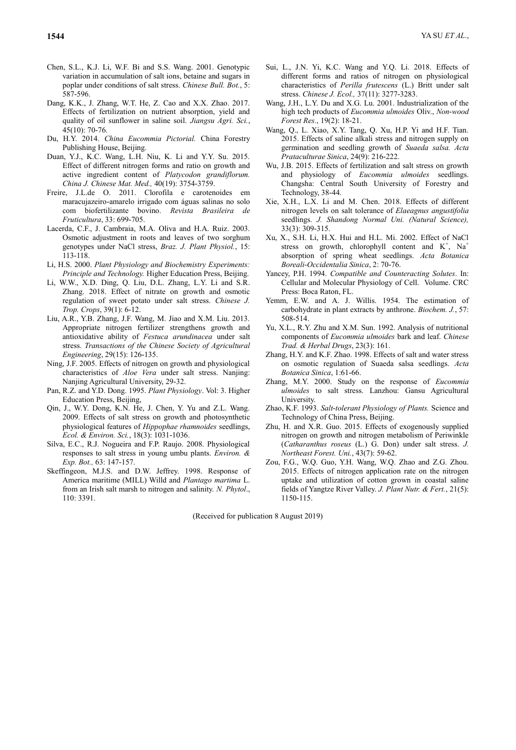Chen, S.L., K.J. Li, W.F. Bi and S.S. Wang. 2001. Genotypic variation in accumulation of salt ions, betaine and sugars in poplar under conditions of salt stress. *Chinese Bull. Bot.*, 5: 587-596.

Dang, K.K., J. Zhang, W.T. He, Z. Cao and X.X. Zhao. 2017. Effects of fertilization on nutrient absorption, yield and quality of oil sunflower in saline soil. *Jiangsu Agri. Sci.*, 45(10): 70-76.

Du, H.Y. 2014. *China Eucommia Pictorial.* China Forestry Publishing House, Beijing.

Duan, Y.J., K.C. Wang, L.H. Niu, K. Li and Y.Y. Su. 2015. Effect of different nitrogen forms and ratio on growth and active ingredient content of *Platycodon grandiflorum. China J. Chinese Mat. Med.,* 40(19): 3754-3759.

Freire, J.L.de O. 2011. Clorofila e carotenoides em maracujazeiro-amarelo irrigado com águas salinas no solo com biofertilizante bovino. *Revista Brasileira de Fruticultura*, 33: 699-705.

Lacerda, C.F., J. Cambraia, M.A. Oliva and H.A. Ruiz. 2003. Osmotic adjustment in roots and leaves of two sorghum genotypes under NaCl stress, *Braz. J. Plant Physiol.*, 15: 113-118.

Li, H.S. 2000. *Plant Physiology and Biochemistry Experiments: Principle and Technology.* Higher Education Press, Beijing.

Li, W.W., X.D. Ding, Q. Liu, D.L. Zhang, L.Y. Li and S.R. Zhang. 2018. Effect of nitrate on growth and osmotic regulation of sweet potato under salt stress. *Chinese J. Trop. Crops*, 39(1): 6-12.

Liu, A.R., Y.B. Zhang, J.F. Wang, M. Jiao and X.M. Liu. 2013. Appropriate nitrogen fertilizer strengthens growth and antioxidative ability of *Festuca arundinacea* under salt stress. *Transactions of the Chinese Society of Agricultural Engineering*, 29(15): 126-135.

Ning, J.F. 2005. Effects of nitrogen on growth and physiological characteristics of *Aloe Vera* under salt stress. Nanjing: Nanjing Agricultural University, 29-32.

Pan, R.Z. and Y.D. Dong. 1995. *Plant Physiology*. Vol: 3. Higher Education Press, Beijing,

Qin, J., W.Y. Dong, K.N. He, J. Chen, Y. Yu and Z.L. Wang. 2009. Effects of salt stress on growth and photosynthetic physiological features of *Hippophae rhamnoides* seedlings, *Ecol. & Environ. Sci.*, 18(3): 1031-1036.

Silva, E.C., R.J. Nogueira and F.P. Raujo. 2008. Physiological responses to salt stress in young umbu plants. *Environ. & Exp. Bot.,* 63: 147-157.

Skeffingeon, M.J.S. and D.W. Jeffrey. 1998. Response of America maritime (MILL) Willd and *Plantago martima* L. from an Irish salt marsh to nitrogen and salinity. *N. Phytol*., 110: 3391.

Sui, L., J.N. Yi, K.C. Wang and Y.Q. Li. 2018. Effects of different forms and ratios of nitrogen on physiological characteristics of *Perilla frutescens* (L.) Britt under salt stress. *Chinese J. Ecol.,* 37(11): 3277-3283.

Wang, J.H., L.Y. Du and X.G. Lu. 2001. Industrialization of the high tech products of *Eucommia ulmoides* Oliv., *Non-wood Forest Res.*, 19(2): 18-21.

Wang, Q., L. Xiao, X.Y. Tang, Q. Xu, H.P. Yi and H.F. Tian. 2015. Effects of saline alkali stress and nitrogen supply on germination and seedling growth of *Suaeda salsa. Acta Prataculturae Sinica*, 24(9): 216-222.

Wu, J.B. 2015. Effects of fertilization and salt stress on growth and physiology of *Eucommia ulmoides* seedlings. Changsha: Central South University of Forestry and Technology, 38-44.

Xie, X.H., L.X. Li and M. Chen. 2018. Effects of different nitrogen levels on salt tolerance of *Elaeagnus angustifolia* seedlings. *J. Shandong Normal Uni. (Natural Science),* 33(3): 309-315.

Xu, X., S.H. Li, H.X. Hui and H.L. Mi. 2002. Effect of NaCl stress on growth, chlorophyll content and $K^+$, $Na^+$ absorption of spring wheat seedlings. *Acta Botanica Boreali-Occidentalia Sinica*, 2: 70-76.

Yancey, P.H. 1994. *Compatible and Counteracting Solutes*. In: Cellular and Molecular Physiology of Cell. Volume. CRC Press: Boca Raton, FL.

Yemm, E.W. and A. J. Willis. 1954. The estimation of carbohydrate in plant extracts by anthrone. *Biochem. J.*, 57: 508-514.

Yu, X.L., R.Y. Zhu and X.M. Sun. 1992. Analysis of nutritional components of *Eucommia ulmoides* bark and leaf. *Chinese Trad. & Herbal Drugs*, 23(3): 161.

Zhang, H.Y. and K.F. Zhao. 1998. Effects of salt and water stress on osmotic regulation of Suaeda salsa seedlings. *Acta Botanica Sinica*, 1:61-66.

Zhang, M.Y. 2000. Study on the response of *Eucommia ulmoides* to salt stress. Lanzhou: Gansu Agricultural University.

Zhao, K.F. 1993. *Salt-tolerant Physiology of Plants.* Science and Technology of China Press, Beijing.

Zhu, H. and X.R. Guo. 2015. Effects of exogenously supplied nitrogen on growth and nitrogen metabolism of Periwinkle (*Catharanthus roseus* (L.) G. Don) under salt stress. *J. Northeast Forest. Uni.*, 43(7): 59-62.

Zou, F.G., W.Q. Guo, Y.H. Wang, W.Q. Zhao and Z.G. Zhou. 2015. Effects of nitrogen application rate on the nitrogen uptake and utilization of cotton grown in coastal saline fields of Yangtze River Valley. *J. Plant Nutr. & Fert.*, 21(5): 1150-115.

(Received for publication 8 August 2019)